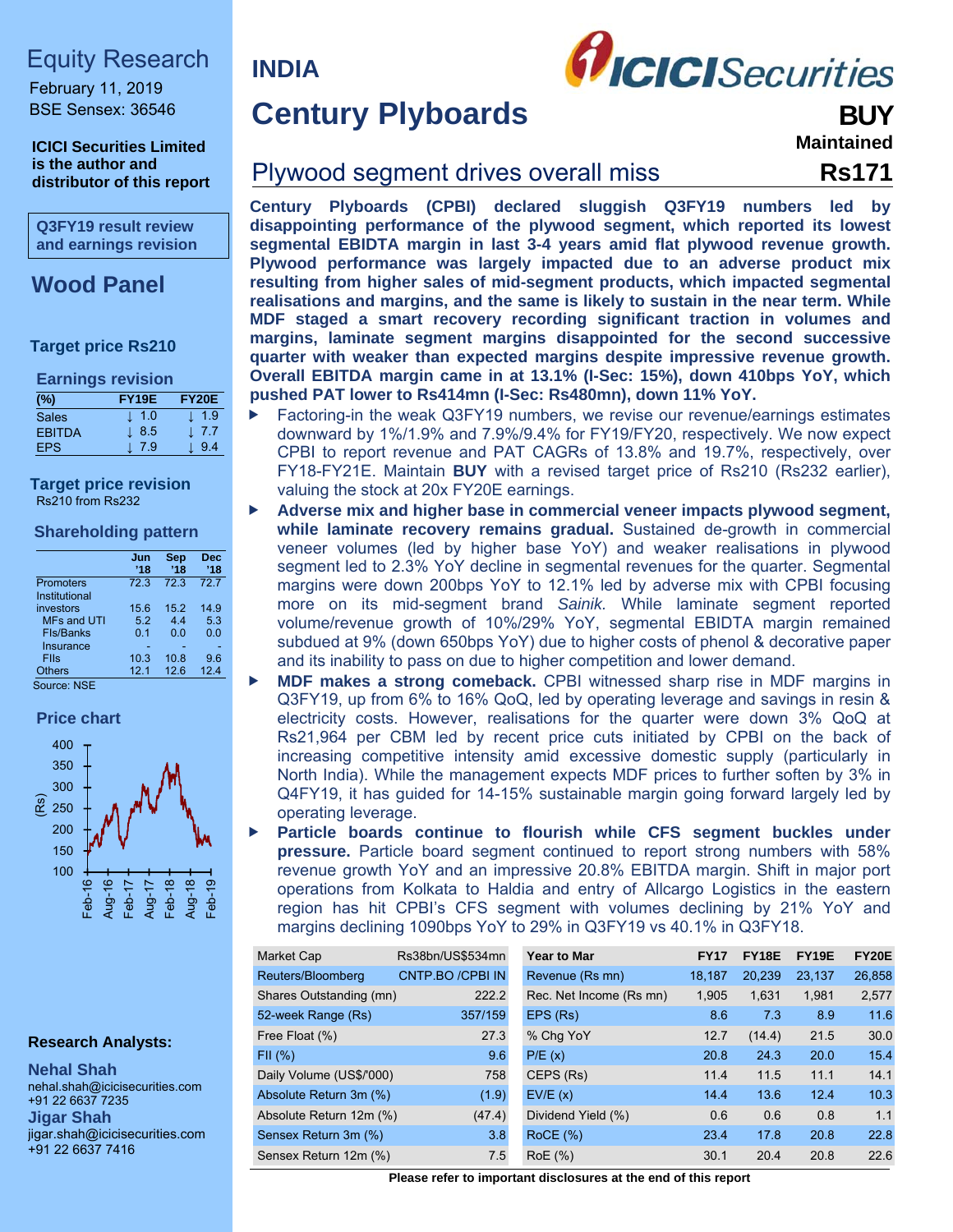# Equity Research

February 11, 2019
BSE Sensex: 36546

**ICICI Securities Limited is the author and distributor of this report**

**Q3FY19 result review and earnings revision**

## Wood Panel

**Target price Rs210**

**Earnings revision**

| (%) | FY19E | FY20E |
|---|---|---|
| Sales | ↓ 1.0 | ↓ 1.9 |
| EBITDA | ↓ 8.5 | ↓ 7.7 |
| EPS | ↓ 7.9 | ↓ 9.4 |

**Target price revision**
Rs210 from Rs232

**Shareholding pattern**

| | Jun '18 | Sep '18 | Dec '18 |
|---|---|---|---|
| Promoters | 72.3 | 72.3 | 72.7 |
| Institutional investors | 15.6 | 15.2 | 14.9 |
| MFs and UTI | 5.2 | 4.4 | 5.3 |
| FIs/Banks | 0.1 | 0.0 | 0.0 |
| Insurance | - | - | - |
| FIIs | 10.3 | 10.8 | 9.6 |
| Others | 12.1 | 12.6 | 12.4 |

Source: NSE

**Price chart**

**Research Analysts:**

**Nehal Shah**
nehal.shah@icicisecurities.com
+91 22 6637 7235

**Jigar Shah**
jigar.shah@icicisecurities.com
+91 22 6637 7416

# INDIA

# Century Plyboards

**BUY**
**Maintained**

## Plywood segment drives overall miss

**Rs171**

**Century Plyboards (CPBI) declared sluggish Q3FY19 numbers led by disappointing performance of the plywood segment, which reported its lowest segmental EBIDTA margin in last 3-4 years amid flat plywood revenue growth. Plywood performance was largely impacted due to an adverse product mix resulting from higher sales of mid-segment products, which impacted segmental realisations and margins, and the same is likely to sustain in the near term. While MDF staged a smart recovery recording significant traction in volumes and margins, laminate segment margins disappointed for the second successive quarter with weaker than expected margins despite impressive revenue growth. Overall EBITDA margin came in at 13.1% (I-Sec: 15%), down 410bps YoY, which pushed PAT lower to Rs414mn (I-Sec: Rs480mn), down 11% YoY.**

- Factoring-in the weak Q3FY19 numbers, we revise our revenue/earnings estimates downward by 1%/1.9% and 7.9%/9.4% for FY19/FY20, respectively. We now expect CPBI to report revenue and PAT CAGRs of 13.8% and 19.7%, respectively, over FY18-FY21E. Maintain **BUY** with a revised target price of Rs210 (Rs232 earlier), valuing the stock at 20x FY20E earnings.
- **Adverse mix and higher base in commercial veneer impacts plywood segment, while laminate recovery remains gradual.** Sustained de-growth in commercial veneer volumes (led by higher base YoY) and weaker realisations in plywood segment led to 2.3% YoY decline in segmental revenues for the quarter. Segmental margins were down 200bps YoY to 12.1% led by adverse mix with CPBI focusing more on its mid-segment brand *Sainik.* While laminate segment reported volume/revenue growth of 10%/29% YoY, segmental EBIDTA margin remained subdued at 9% (down 650bps YoY) due to higher costs of phenol & decorative paper and its inability to pass on due to higher competition and lower demand.
- **MDF makes a strong comeback.** CPBI witnessed sharp rise in MDF margins in Q3FY19, up from 6% to 16% QoQ, led by operating leverage and savings in resin & electricity costs. However, realisations for the quarter were down 3% QoQ at Rs21,964 per CBM led by recent price cuts initiated by CPBI on the back of increasing competitive intensity amid excessive domestic supply (particularly in North India). While the management expects MDF prices to further soften by 3% in Q4FY19, it has guided for 14-15% sustainable margin going forward largely led by operating leverage.
- **Particle boards continue to flourish while CFS segment buckles under pressure.** Particle board segment continued to report strong numbers with 58% revenue growth YoY and an impressive 20.8% EBITDA margin. Shift in major port operations from Kolkata to Haldia and entry of Allcargo Logistics in the eastern region has hit CPBI's CFS segment with volumes declining by 21% YoY and margins declining 1090bps YoY to 29% in Q3FY19 vs 40.1% in Q3FY18.

| Market Cap | Rs38bn/US$534mn |
|---|---|
| Reuters/Bloomberg | CNTP.BO /CPBI IN |
| Shares Outstanding (mn) | 222.2 |
| 52-week Range (Rs) | 357/159 |
| Free Float (%) | 27.3 |
| FII (%) | 9.6 |
| Daily Volume (US$/'000) | 758 |
| Absolute Return 3m (%) | (1.9) |
| Absolute Return 12m (%) | (47.4) |
| Sensex Return 3m (%) | 3.8 |
| Sensex Return 12m (%) | 7.5 |

| Year to Mar | FY17 | FY18E | FY19E | FY20E |
|---|---|---|---|---|
| Revenue (Rs mn) | 18,187 | 20,239 | 23,137 | 26,858 |
| Rec. Net Income (Rs mn) | 1,905 | 1,631 | 1,981 | 2,577 |
| EPS (Rs) | 8.6 | 7.3 | 8.9 | 11.6 |
| % Chg YoY | 12.7 | (14.4) | 21.5 | 30.0 |
| P/E (x) | 20.8 | 24.3 | 20.0 | 15.4 |
| CEPS (Rs) | 11.4 | 11.5 | 11.1 | 14.1 |
| EV/E (x) | 14.4 | 13.6 | 12.4 | 10.3 |
| Dividend Yield (%) | 0.6 | 0.6 | 0.8 | 1.1 |
| RoCE (%) | 23.4 | 17.8 | 20.8 | 22.8 |
| RoE (%) | 30.1 | 20.4 | 20.8 | 22.6 |

**Please refer to important disclosures at the end of this report**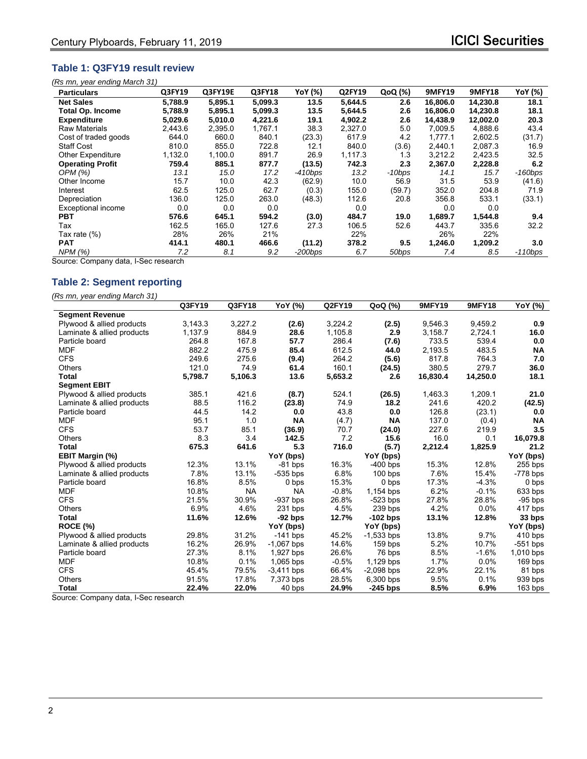### Table 1: Q3FY19 result review

*(Rs mn, year ending March 31)*

| Particulars | Q3FY19 | Q3FY19E | Q3FY18 | YoY (%) | Q2FY19 | QoQ (%) | 9MFY19 | 9MFY18 | YoY (%) |
|---|---|---|---|---|---|---|---|---|---|
| **Net Sales** | **5,788.9** | **5,895.1** | **5,099.3** | **13.5** | **5,644.5** | **2.6** | **16,806.0** | **14,230.8** | **18.1** |
| **Total Op. Income** | **5,788.9** | **5,895.1** | **5,099.3** | **13.5** | **5,644.5** | **2.6** | **16,806.0** | **14,230.8** | **18.1** |
| **Expenditure** | **5,029.6** | **5,010.0** | **4,221.6** | **19.1** | **4,902.2** | **2.6** | **14,438.9** | **12,002.0** | **20.3** |
| Raw Materials | 2,443.6 | 2,395.0 | 1,767.1 | 38.3 | 2,327.0 | 5.0 | 7,009.5 | 4,888.6 | 43.4 |
| Cost of traded goods | 644.0 | 660.0 | 840.1 | (23.3) | 617.9 | 4.2 | 1,777.1 | 2,602.5 | (31.7) |
| Staff Cost | 810.0 | 855.0 | 722.8 | 12.1 | 840.0 | (3.6) | 2,440.1 | 2,087.3 | 16.9 |
| Other Expenditure | 1,132.0 | 1,100.0 | 891.7 | 26.9 | 1,117.3 | 1.3 | 3,212.2 | 2,423.5 | 32.5 |
| **Operating Profit** | **759.4** | **885.1** | **877.7** | **(13.5)** | **742.3** | **2.3** | **2,367.0** | **2,228.8** | **6.2** |
| *OPM (%)* | *13.1* | *15.0* | *17.2* | *-410bps* | *13.2* | *-10bps* | *14.1* | *15.7* | *-160bps* |
| Other Income | 15.7 | 10.0 | 42.3 | (62.9) | 10.0 | 56.9 | 31.5 | 53.9 | (41.6) |
| Interest | 62.5 | 125.0 | 62.7 | (0.3) | 155.0 | (59.7) | 352.0 | 204.8 | 71.9 |
| Depreciation | 136.0 | 125.0 | 263.0 | (48.3) | 112.6 | 20.8 | 356.8 | 533.1 | (33.1) |
| Exceptional income | 0.0 | 0.0 | 0.0 | | 0.0 | | 0.0 | 0.0 | |
| **PBT** | **576.6** | **645.1** | **594.2** | **(3.0)** | **484.7** | **19.0** | **1,689.7** | **1,544.8** | **9.4** |
| Tax | 162.5 | 165.0 | 127.6 | 27.3 | 106.5 | 52.6 | 443.7 | 335.6 | 32.2 |
| Tax rate (%) | 28% | 26% | 21% | | 22% | | 26% | 22% | |
| **PAT** | **414.1** | **480.1** | **466.6** | **(11.2)** | **378.2** | **9.5** | **1,246.0** | **1,209.2** | **3.0** |
| *NPM (%)* | *7.2* | *8.1* | *9.2* | *-200bps* | *6.7* | *50bps* | *7.4* | *8.5* | *-110bps* |

Source: Company data, I-Sec research

### Table 2: Segment reporting

*(Rs mn, year ending March 31)*

| | Q3FY19 | Q3FY18 | YoY (%) | Q2FY19 | QoQ (%) | 9MFY19 | 9MFY18 | YoY (%) |
|---|---|---|---|---|---|---|---|---|
| **Segment Revenue** | | | | | | | | |
| Plywood & allied products | 3,143.3 | 3,227.2 | **(2.6)** | 3,224.2 | **(2.5)** | 9,546.3 | 9,459.2 | **0.9** |
| Laminate & allied products | 1,137.9 | 884.9 | **28.6** | 1,105.8 | **2.9** | 3,158.7 | 2,724.1 | **16.0** |
| Particle board | 264.8 | 167.8 | **57.7** | 286.4 | **(7.6)** | 733.5 | 539.4 | **0.0** |
| MDF | 882.2 | 475.9 | **85.4** | 612.5 | **44.0** | 2,193.5 | 483.5 | **NA** |
| CFS | 249.6 | 275.6 | **(9.4)** | 264.2 | **(5.6)** | 817.8 | 764.3 | **7.0** |
| Others | 121.0 | 74.9 | **61.4** | 160.1 | **(24.5)** | 380.5 | 279.7 | **36.0** |
| **Total** | **5,798.7** | **5,106.3** | **13.6** | **5,653.2** | **2.6** | **16,830.4** | **14,250.0** | **18.1** |
| **Segment EBIT** | | | | | | | | |
| Plywood & allied products | 385.1 | 421.6 | **(8.7)** | 524.1 | **(26.5)** | 1,463.3 | 1,209.1 | **21.0** |
| Laminate & allied products | 88.5 | 116.2 | **(23.8)** | 74.9 | **18.2** | 241.6 | 420.2 | **(42.5)** |
| Particle board | 44.5 | 14.2 | **0.0** | 43.8 | **0.0** | 126.8 | (23.1) | **0.0** |
| MDF | 95.1 | 1.0 | **NA** | (4.7) | **NA** | 137.0 | (0.4) | **NA** |
| CFS | 53.7 | 85.1 | **(36.9)** | 70.7 | **(24.0)** | 227.6 | 219.9 | **3.5** |
| Others | 8.3 | 3.4 | **142.5** | 7.2 | **15.6** | 16.0 | 0.1 | **16,079.8** |
| **Total** | **675.3** | **641.6** | **5.3** | **716.0** | **(5.7)** | **2,212.4** | **1,825.9** | **21.2** |
| **EBIT Margin (%)** | | | **YoY (bps)** | | **YoY (bps)** | | | **YoY (bps)** |
| Plywood & allied products | 12.3% | 13.1% | -81 bps | 16.3% | -400 bps | 15.3% | 12.8% | 255 bps |
| Laminate & allied products | 7.8% | 13.1% | -535 bps | 6.8% | 100 bps | 7.6% | 15.4% | -778 bps |
| Particle board | 16.8% | 8.5% | 0 bps | 15.3% | 0 bps | 17.3% | -4.3% | 0 bps |
| MDF | 10.8% | NA | NA | -0.8% | 1,154 bps | 6.2% | -0.1% | 633 bps |
| CFS | 21.5% | 30.9% | -937 bps | 26.8% | -523 bps | 27.8% | 28.8% | -95 bps |
| Others | 6.9% | 4.6% | 231 bps | 4.5% | 239 bps | 4.2% | 0.0% | 417 bps |
| **Total** | **11.6%** | **12.6%** | **-92 bps** | **12.7%** | **-102 bps** | **13.1%** | **12.8%** | **33 bps** |
| **ROCE (%)** | | | **YoY (bps)** | | **YoY (bps)** | | | **YoY (bps)** |
| Plywood & allied products | 29.8% | 31.2% | -141 bps | 45.2% | -1,533 bps | 13.8% | 9.7% | 410 bps |
| Laminate & allied products | 16.2% | 26.9% | -1,067 bps | 14.6% | 159 bps | 5.2% | 10.7% | -551 bps |
| Particle board | 27.3% | 8.1% | 1,927 bps | 26.6% | 76 bps | 8.5% | -1.6% | 1,010 bps |
| MDF | 10.8% | 0.1% | 1,065 bps | -0.5% | 1,129 bps | 1.7% | 0.0% | 169 bps |
| CFS | 45.4% | 79.5% | -3,411 bps | 66.4% | -2,098 bps | 22.9% | 22.1% | 81 bps |
| Others | 91.5% | 17.8% | 7,373 bps | 28.5% | 6,300 bps | 9.5% | 0.1% | 939 bps |
| **Total** | **22.4%** | **22.0%** | 40 bps | **24.9%** | **-245 bps** | **8.5%** | **6.9%** | 163 bps |

Source: Company data, I-Sec research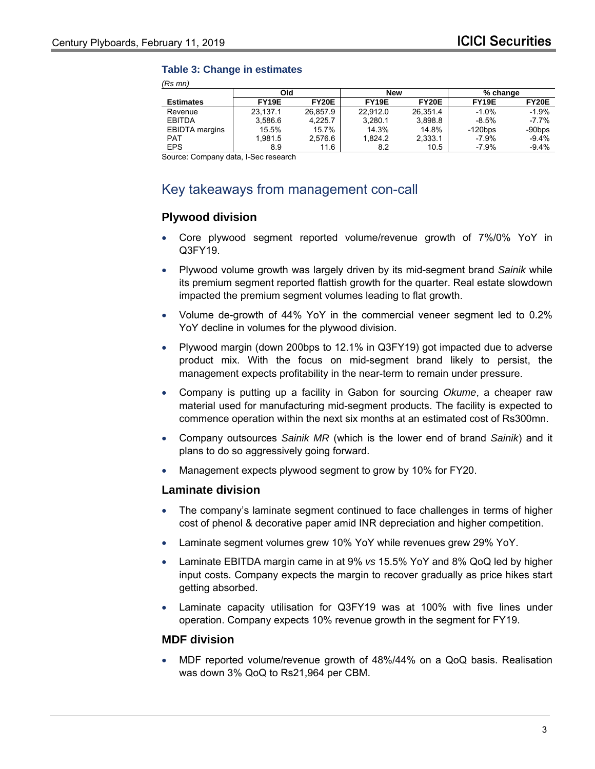**Table 3: Change in estimates**

*(Rs mn)*

| | Old | | New | | % change | |
|---|---|---|---|---|---|---|
| **Estimates** | **FY19E** | **FY20E** | **FY19E** | **FY20E** | **FY19E** | **FY20E** |
| Revenue | 23,137.1 | 26,857.9 | 22,912.0 | 26,351.4 | -1.0% | -1.9% |
| EBITDA | 3,586.6 | 4,225.7 | 3,280.1 | 3,898.8 | -8.5% | -7.7% |
| EBIDTA margins | 15.5% | 15.7% | 14.3% | 14.8% | -120bps | -90bps |
| PAT | 1,981.5 | 2,576.6 | 1,824.2 | 2,333.1 | -7.9% | -9.4% |
| EPS | 8.9 | 11.6 | 8.2 | 10.5 | -7.9% | -9.4% |

Source: Company data, I-Sec research

## Key takeaways from management con-call

### Plywood division

- Core plywood segment reported volume/revenue growth of 7%/0% YoY in Q3FY19.
- Plywood volume growth was largely driven by its mid-segment brand *Sainik* while its premium segment reported flattish growth for the quarter. Real estate slowdown impacted the premium segment volumes leading to flat growth.
- Volume de-growth of 44% YoY in the commercial veneer segment led to 0.2% YoY decline in volumes for the plywood division.
- Plywood margin (down 200bps to 12.1% in Q3FY19) got impacted due to adverse product mix. With the focus on mid-segment brand likely to persist, the management expects profitability in the near-term to remain under pressure.
- Company is putting up a facility in Gabon for sourcing *Okume*, a cheaper raw material used for manufacturing mid-segment products. The facility is expected to commence operation within the next six months at an estimated cost of Rs300mn.
- Company outsources *Sainik MR* (which is the lower end of brand *Sainik*) and it plans to do so aggressively going forward.
- Management expects plywood segment to grow by 10% for FY20.

### Laminate division

- The company's laminate segment continued to face challenges in terms of higher cost of phenol & decorative paper amid INR depreciation and higher competition.
- Laminate segment volumes grew 10% YoY while revenues grew 29% YoY.
- Laminate EBITDA margin came in at 9% *vs* 15.5% YoY and 8% QoQ led by higher input costs. Company expects the margin to recover gradually as price hikes start getting absorbed.
- Laminate capacity utilisation for Q3FY19 was at 100% with five lines under operation. Company expects 10% revenue growth in the segment for FY19.

### MDF division

- MDF reported volume/revenue growth of 48%/44% on a QoQ basis. Realisation was down 3% QoQ to Rs21,964 per CBM.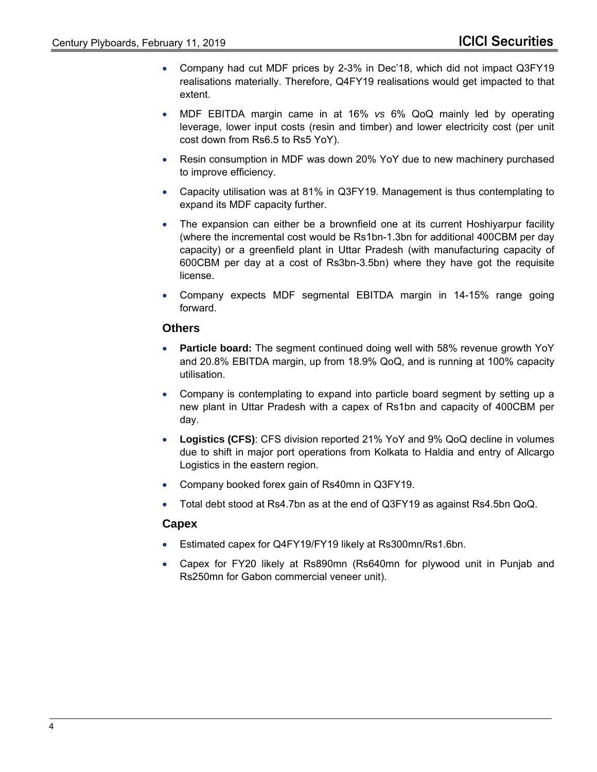- Company had cut MDF prices by 2-3% in Dec'18, which did not impact Q3FY19 realisations materially. Therefore, Q4FY19 realisations would get impacted to that extent.
- MDF EBITDA margin came in at 16% *vs* 6% QoQ mainly led by operating leverage, lower input costs (resin and timber) and lower electricity cost (per unit cost down from Rs6.5 to Rs5 YoY).
- Resin consumption in MDF was down 20% YoY due to new machinery purchased to improve efficiency.
- Capacity utilisation was at 81% in Q3FY19. Management is thus contemplating to expand its MDF capacity further.
- The expansion can either be a brownfield one at its current Hoshiyarpur facility (where the incremental cost would be Rs1bn-1.3bn for additional 400CBM per day capacity) or a greenfield plant in Uttar Pradesh (with manufacturing capacity of 600CBM per day at a cost of Rs3bn-3.5bn) where they have got the requisite license.
- Company expects MDF segmental EBITDA margin in 14-15% range going forward.

### Others

- **Particle board:** The segment continued doing well with 58% revenue growth YoY and 20.8% EBITDA margin, up from 18.9% QoQ, and is running at 100% capacity utilisation.
- Company is contemplating to expand into particle board segment by setting up a new plant in Uttar Pradesh with a capex of Rs1bn and capacity of 400CBM per day.
- **Logistics (CFS)**: CFS division reported 21% YoY and 9% QoQ decline in volumes due to shift in major port operations from Kolkata to Haldia and entry of Allcargo Logistics in the eastern region.
- Company booked forex gain of Rs40mn in Q3FY19.
- Total debt stood at Rs4.7bn as at the end of Q3FY19 as against Rs4.5bn QoQ.

### Capex

- Estimated capex for Q4FY19/FY19 likely at Rs300mn/Rs1.6bn.
- Capex for FY20 likely at Rs890mn (Rs640mn for plywood unit in Punjab and Rs250mn for Gabon commercial veneer unit).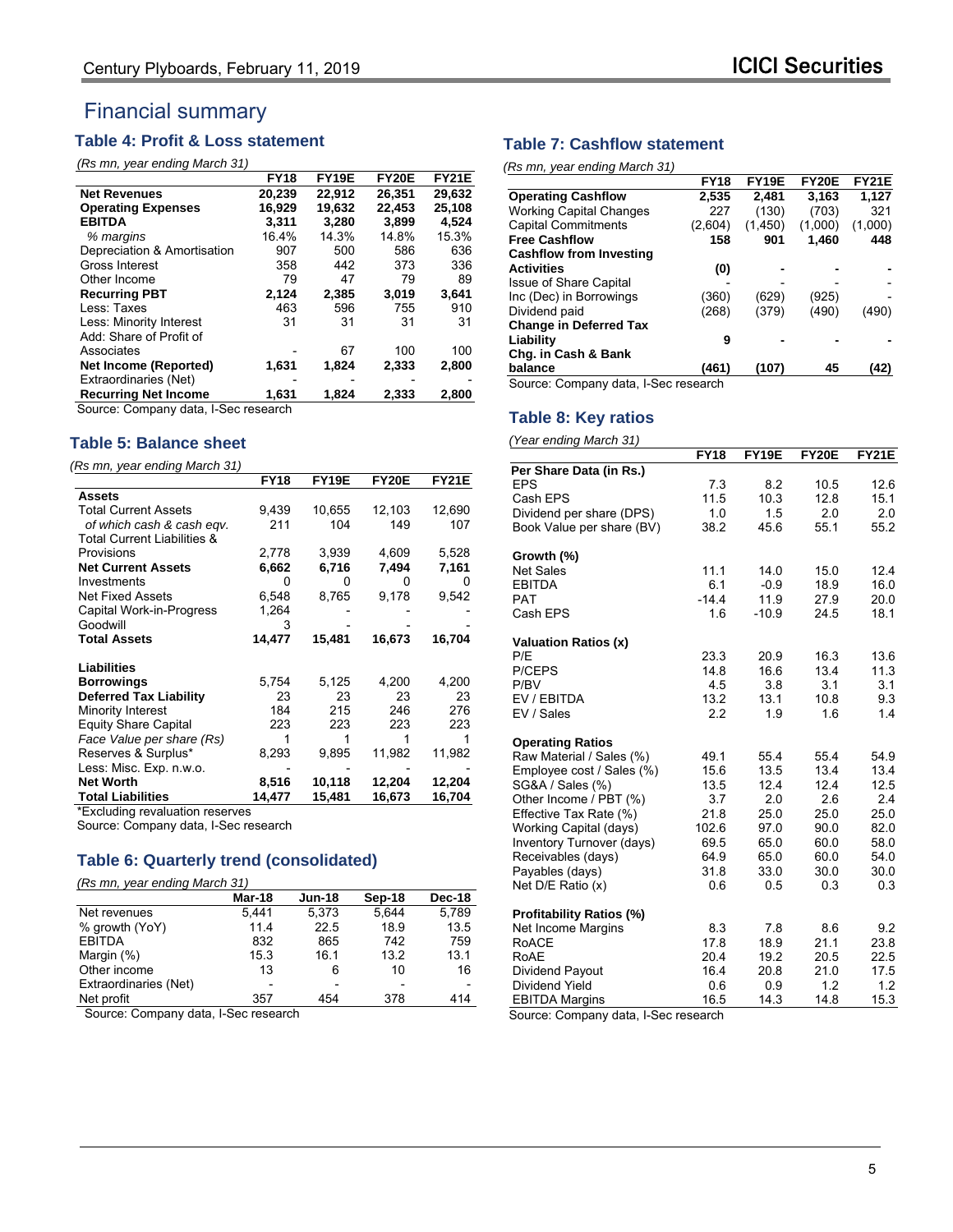# Financial summary

## Table 4: Profit & Loss statement

*(Rs mn, year ending March 31)*

| | FY18 | FY19E | FY20E | FY21E |
|---|---|---|---|---|
| **Net Revenues** | **20,239** | **22,912** | **26,351** | **29,632** |
| **Operating Expenses** | **16,929** | **19,632** | **22,453** | **25,108** |
| **EBITDA** | **3,311** | **3,280** | **3,899** | **4,524** |
| *% margins* | 16.4% | 14.3% | 14.8% | 15.3% |
| Depreciation & Amortisation | 907 | 500 | 586 | 636 |
| Gross Interest | 358 | 442 | 373 | 336 |
| Other Income | 79 | 47 | 79 | 89 |
| **Recurring PBT** | **2,124** | **2,385** | **3,019** | **3,641** |
| Less: Taxes | 463 | 596 | 755 | 910 |
| Less: Minority Interest | 31 | 31 | 31 | 31 |
| Add: Share of Profit of Associates | - | 67 | 100 | 100 |
| **Net Income (Reported)** | **1,631** | **1,824** | **2,333** | **2,800** |
| Extraordinaries (Net) | - | - | - | - |
| **Recurring Net Income** | **1,631** | **1,824** | **2,333** | **2,800** |

Source: Company data, I-Sec research

## Table 5: Balance sheet

*(Rs mn, year ending March 31)*

| | FY18 | FY19E | FY20E | FY21E |
|---|---|---|---|---|
| **Assets** | | | | |
| Total Current Assets | 9,439 | 10,655 | 12,103 | 12,690 |
| *of which cash & cash eqv.* | 211 | 104 | 149 | 107 |
| Total Current Liabilities & Provisions | 2,778 | 3,939 | 4,609 | 5,528 |
| **Net Current Assets** | **6,662** | **6,716** | **7,494** | **7,161** |
| Investments | 0 | 0 | 0 | 0 |
| Net Fixed Assets | 6,548 | 8,765 | 9,178 | 9,542 |
| Capital Work-in-Progress | 1,264 | - | - | - |
| Goodwill | 3 | - | - | - |
| **Total Assets** | **14,477** | **15,481** | **16,673** | **16,704** |
| | | | | |
| **Liabilities** | | | | |
| **Borrowings** | 5,754 | 5,125 | 4,200 | 4,200 |
| **Deferred Tax Liability** | 23 | 23 | 23 | 23 |
| Minority Interest | 184 | 215 | 246 | 276 |
| Equity Share Capital | 223 | 223 | 223 | 223 |
| *Face Value per share (Rs)* | 1 | 1 | 1 | 1 |
| Reserves & Surplus* | 8,293 | 9,895 | 11,982 | 11,982 |
| Less: Misc. Exp. n.w.o. | - | - | - | - |
| **Net Worth** | **8,516** | **10,118** | **12,204** | **12,204** |
| **Total Liabilities** | **14,477** | **15,481** | **16,673** | **16,704** |

*Excluding revaluation reserves

Source: Company data, I-Sec research

## Table 6: Quarterly trend (consolidated)

*(Rs mn, year ending March 31)*

| | Mar-18 | Jun-18 | Sep-18 | Dec-18 |
|---|---|---|---|---|
| Net revenues | 5,441 | 5,373 | 5,644 | 5,789 |
| % growth (YoY) | 11.4 | 22.5 | 18.9 | 13.5 |
| EBITDA | 832 | 865 | 742 | 759 |
| Margin (%) | 15.3 | 16.1 | 13.2 | 13.1 |
| Other income | 13 | 6 | 10 | 16 |
| Extraordinaries (Net) | - | - | - | - |
| Net profit | 357 | 454 | 378 | 414 |

Source: Company data, I-Sec research

## Table 7: Cashflow statement

*(Rs mn, year ending March 31)*

| | FY18 | FY19E | FY20E | FY21E |
|---|---|---|---|---|
| **Operating Cashflow** | **2,535** | **2,481** | **3,163** | **1,127** |
| Working Capital Changes | 227 | (130) | (703) | 321 |
| Capital Commitments | (2,604) | (1,450) | (1,000) | (1,000) |
| **Free Cashflow** | **158** | **901** | **1,460** | **448** |
| **Cashflow from Investing Activities** | **(0)** | **-** | **-** | **-** |
| Issue of Share Capital | - | - | - | - |
| Inc (Dec) in Borrowings | (360) | (629) | (925) | - |
| Dividend paid | (268) | (379) | (490) | (490) |
| **Change in Deferred Tax Liability** | **9** | **-** | **-** | **-** |
| **Chg. in Cash & Bank balance** | **(461)** | **(107)** | **45** | **(42)** |

Source: Company data, I-Sec research

## Table 8: Key ratios

*(Year ending March 31)*

| | FY18 | FY19E | FY20E | FY21E |
|---|---|---|---|---|
| **Per Share Data (in Rs.)** | | | | |
| EPS | 7.3 | 8.2 | 10.5 | 12.6 |
| Cash EPS | 11.5 | 10.3 | 12.8 | 15.1 |
| Dividend per share (DPS) | 1.0 | 1.5 | 2.0 | 2.0 |
| Book Value per share (BV) | 38.2 | 45.6 | 55.1 | 55.2 |
| | | | | |
| **Growth (%)** | | | | |
| Net Sales | 11.1 | 14.0 | 15.0 | 12.4 |
| EBITDA | 6.1 | -0.9 | 18.9 | 16.0 |
| PAT | -14.4 | 11.9 | 27.9 | 20.0 |
| Cash EPS | 1.6 | -10.9 | 24.5 | 18.1 |
| | | | | |
| **Valuation Ratios (x)** | | | | |
| P/E | 23.3 | 20.9 | 16.3 | 13.6 |
| P/CEPS | 14.8 | 16.6 | 13.4 | 11.3 |
| P/BV | 4.5 | 3.8 | 3.1 | 3.1 |
| EV / EBITDA | 13.2 | 13.1 | 10.8 | 9.3 |
| EV / Sales | 2.2 | 1.9 | 1.6 | 1.4 |
| | | | | |
| **Operating Ratios** | | | | |
| Raw Material / Sales (%) | 49.1 | 55.4 | 55.4 | 54.9 |
| Employee cost / Sales (%) | 15.6 | 13.5 | 13.4 | 13.4 |
| SG&A / Sales (%) | 13.5 | 12.4 | 12.4 | 12.5 |
| Other Income / PBT (%) | 3.7 | 2.0 | 2.6 | 2.4 |
| Effective Tax Rate (%) | 21.8 | 25.0 | 25.0 | 25.0 |
| Working Capital (days) | 102.6 | 97.0 | 90.0 | 82.0 |
| Inventory Turnover (days) | 69.5 | 65.0 | 60.0 | 58.0 |
| Receivables (days) | 64.9 | 65.0 | 60.0 | 54.0 |
| Payables (days) | 31.8 | 33.0 | 30.0 | 30.0 |
| Net D/E Ratio (x) | 0.6 | 0.5 | 0.3 | 0.3 |
| | | | | |
| **Profitability Ratios (%)** | | | | |
| Net Income Margins | 8.3 | 7.8 | 8.6 | 9.2 |
| RoACE | 17.8 | 18.9 | 21.1 | 23.8 |
| RoAE | 20.4 | 19.2 | 20.5 | 22.5 |
| Dividend Payout | 16.4 | 20.8 | 21.0 | 17.5 |
| Dividend Yield | 0.6 | 0.9 | 1.2 | 1.2 |
| EBITDA Margins | 16.5 | 14.3 | 14.8 | 15.3 |

Source: Company data, I-Sec research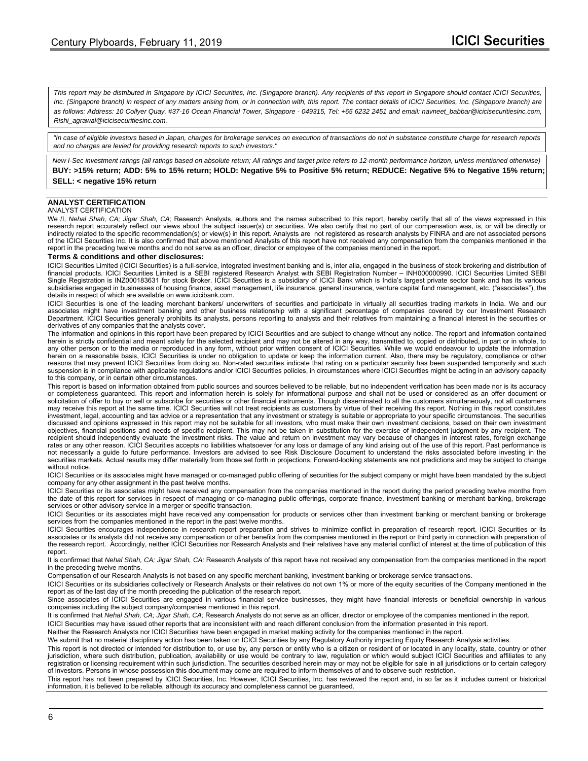*This report may be distributed in Singapore by ICICI Securities, Inc. (Singapore branch). Any recipients of this report in Singapore should contact ICICI Securities, Inc. (Singapore branch) in respect of any matters arising from, or in connection with, this report. The contact details of ICICI Securities, Inc. (Singapore branch) are as follows: Address: 10 Collyer Quay, #37-16 Ocean Financial Tower, Singapore - 049315, Tel: +65 6232 2451 and email: navneet_babbar@icicisecuritiesinc.com, Rishi_agrawal@icicisecuritiesinc.com.*

*"In case of eligible investors based in Japan, charges for brokerage services on execution of transactions do not in substance constitute charge for research reports and no charges are levied for providing research reports to such investors."*

*New I-Sec investment ratings (all ratings based on absolute return; All ratings and target price refers to 12-month performance horizon, unless mentioned otherwise)*

**BUY: >15% return; ADD: 5% to 15% return; HOLD: Negative 5% to Positive 5% return; REDUCE: Negative 5% to Negative 15% return; SELL: < negative 15% return**

**ANALYST CERTIFICATION**

ANALYST CERTIFICATION

We /I, *Nehal Shah, CA; Jigar Shah, CA;* Research Analysts, authors and the names subscribed to this report, hereby certify that all of the views expressed in this research report accurately reflect our views about the subject issuer(s) or securities. We also certify that no part of our compensation was, is, or will be directly or indirectly related to the specific recommendation(s) or view(s) in this report. Analysts are not registered as research analysts by FINRA and are not associated persons of the ICICI Securities Inc. It is also confirmed that above mentioned Analysts of this report have not received any compensation from the companies mentioned in the report in the preceding twelve months and do not serve as an officer, director or employee of the companies mentioned in the report.

**Terms & conditions and other disclosures:**

ICICI Securities Limited (ICICI Securities) is a full-service, integrated investment banking and is, inter alia, engaged in the business of stock brokering and distribution of financial products. ICICI Securities Limited is a SEBI registered Research Analyst with SEBI Registration Number – INH000000990. ICICI Securities Limited SEBI Single Registration is INZ000183631 for stock Broker. ICICI Securities is a subsidiary of ICICI Bank which is India's largest private sector bank and has its various subsidiaries engaged in businesses of housing finance, asset management, life insurance, general insurance, venture capital fund management, etc. ("associates"), the details in respect of which are available on www.icicibank.com.

ICICI Securities is one of the leading merchant bankers/ underwriters of securities and participate in virtually all securities trading markets in India. We and our associates might have investment banking and other business relationship with a significant percentage of companies covered by our Investment Research Department. ICICI Securities generally prohibits its analysts, persons reporting to analysts and their relatives from maintaining a financial interest in the securities or derivatives of any companies that the analysts cover.

The information and opinions in this report have been prepared by ICICI Securities and are subject to change without any notice. The report and information contained herein is strictly confidential and meant solely for the selected recipient and may not be altered in any way, transmitted to, copied or distributed, in part or in whole, to any other person or to the media or reproduced in any form, without prior written consent of ICICI Securities. While we would endeavour to update the information herein on a reasonable basis, ICICI Securities is under no obligation to update or keep the information current. Also, there may be regulatory, compliance or other reasons that may prevent ICICI Securities from doing so. Non-rated securities indicate that rating on a particular security has been suspended temporarily and such suspension is in compliance with applicable regulations and/or ICICI Securities policies, in circumstances where ICICI Securities might be acting in an advisory capacity to this company, or in certain other circumstances.

This report is based on information obtained from public sources and sources believed to be reliable, but no independent verification has been made nor is its accuracy or completeness guaranteed. This report and information herein is solely for informational purpose and shall not be used or considered as an offer document or solicitation of offer to buy or sell or subscribe for securities or other financial instruments. Though disseminated to all the customers simultaneously, not all customers may receive this report at the same time. ICICI Securities will not treat recipients as customers by virtue of their receiving this report. Nothing in this report constitutes investment, legal, accounting and tax advice or a representation that any investment or strategy is suitable or appropriate to your specific circumstances. The securities discussed and opinions expressed in this report may not be suitable for all investors, who must make their own investment decisions, based on their own investment objectives, financial positions and needs of specific recipient. This may not be taken in substitution for the exercise of independent judgment by any recipient. The recipient should independently evaluate the investment risks. The value and return on investment may vary because of changes in interest rates, foreign exchange rates or any other reason. ICICI Securities accepts no liabilities whatsoever for any loss or damage of any kind arising out of the use of this report. Past performance is not necessarily a guide to future performance. Investors are advised to see Risk Disclosure Document to understand the risks associated before investing in the securities markets. Actual results may differ materially from those set forth in projections. Forward-looking statements are not predictions and may be subject to change without notice.

ICICI Securities or its associates might have managed or co-managed public offering of securities for the subject company or might have been mandated by the subject company for any other assignment in the past twelve months.

ICICI Securities or its associates might have received any compensation from the companies mentioned in the report during the period preceding twelve months from the date of this report for services in respect of managing or co-managing public offerings, corporate finance, investment banking or merchant banking, brokerage services or other advisory service in a merger or specific transaction.

ICICI Securities or its associates might have received any compensation for products or services other than investment banking or merchant banking or brokerage services from the companies mentioned in the report in the past twelve months.

ICICI Securities encourages independence in research report preparation and strives to minimize conflict in preparation of research report. ICICI Securities or its associates or its analysts did not receive any compensation or other benefits from the companies mentioned in the report or third party in connection with preparation of the research report. Accordingly, neither ICICI Securities nor Research Analysts and their relatives have any material conflict of interest at the time of publication of this report.

It is confirmed that *Nehal Shah, CA; Jigar Shah, CA;* Research Analysts of this report have not received any compensation from the companies mentioned in the report in the preceding twelve months.

Compensation of our Research Analysts is not based on any specific merchant banking, investment banking or brokerage service transactions.

ICICI Securities or its subsidiaries collectively or Research Analysts or their relatives do not own 1% or more of the equity securities of the Company mentioned in the report as of the last day of the month preceding the publication of the research report.

Since associates of ICICI Securities are engaged in various financial service businesses, they might have financial interests or beneficial ownership in various companies including the subject company/companies mentioned in this report.

It is confirmed that *Nehal Shah, CA; Jigar Shah, CA;* Research Analysts do not serve as an officer, director or employee of the companies mentioned in the report.

ICICI Securities may have issued other reports that are inconsistent with and reach different conclusion from the information presented in this report.

Neither the Research Analysts nor ICICI Securities have been engaged in market making activity for the companies mentioned in the report.

We submit that no material disciplinary action has been taken on ICICI Securities by any Regulatory Authority impacting Equity Research Analysis activities.

This report is not directed or intended for distribution to, or use by, any person or entity who is a citizen or resident of or located in any locality, state, country or other jurisdiction, where such distribution, publication, availability or use would be contrary to law, regulation or which would subject ICICI Securities and affiliates to any registration or licensing requirement within such jurisdiction. The securities described herein may or may not be eligible for sale in all jurisdictions or to certain category of investors. Persons in whose possession this document may come are required to inform themselves of and to observe such restriction.

This report has not been prepared by ICICI Securities, Inc. However, ICICI Securities, Inc. has reviewed the report and, in so far as it includes current or historical information, it is believed to be reliable, although its accuracy and completeness cannot be guaranteed.